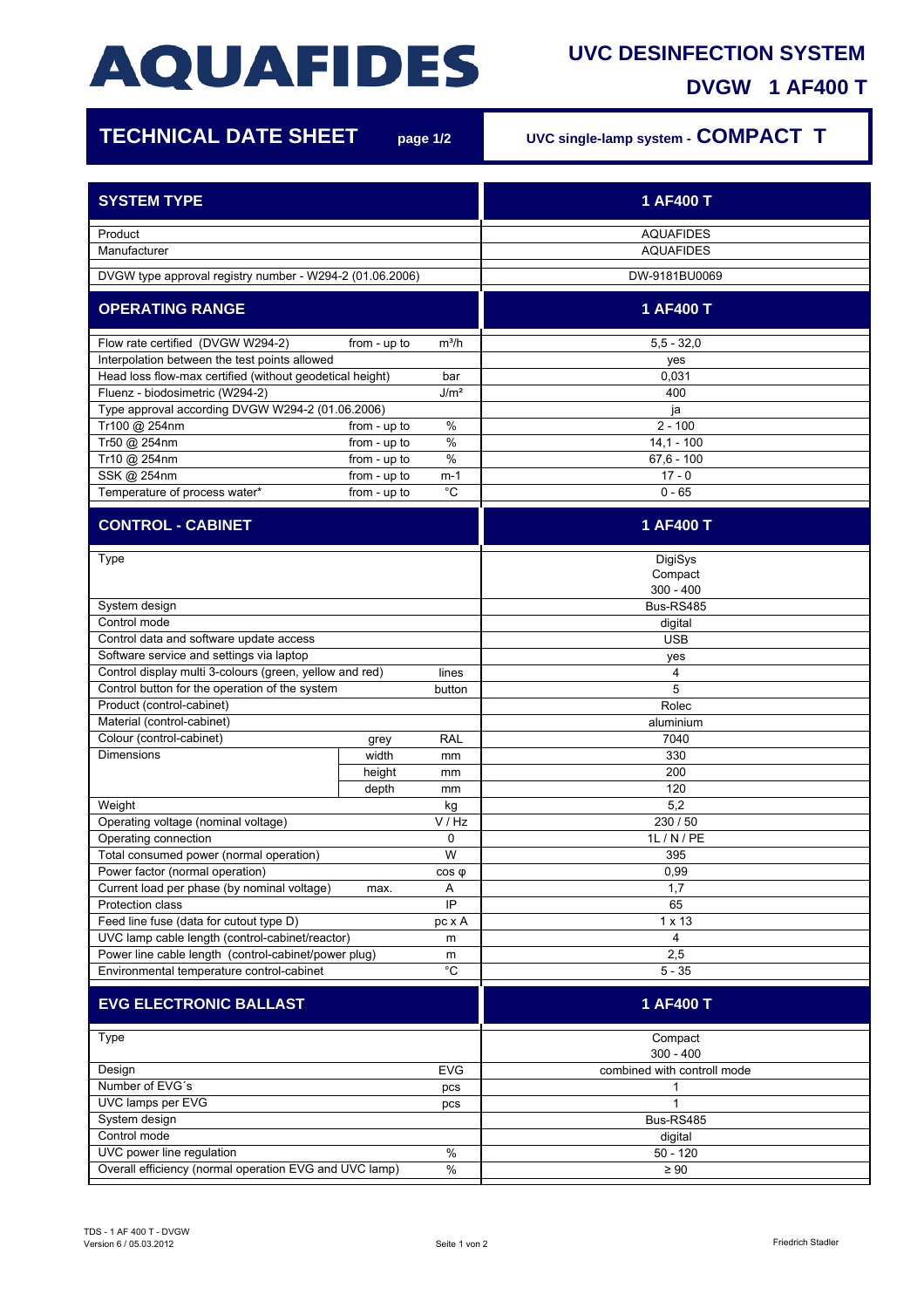# AQUAFIDES

## UVC DESINFECTION SYSTEM

## DVGW 1 AF400 T

## TECHNICAL DATE SHEET page 1/2

UVC single-lamp system - **COMPACT T**

| SYSTEM TYPE | | | 1 AF400 T |
|---|---|---|---|
| Product | | | AQUAFIDES |
| Manufacturer | | | AQUAFIDES |
| DVGW type approval registry number - W294-2 (01.06.2006) | | | DW-9181BU0069 |
| **OPERATING RANGE** | | | **1 AF400 T** |
| Flow rate certified (DVGW W294-2) | from - up to | m³/h | 5,5 - 32,0 |
| Interpolation between the test points allowed | | | yes |
| Head loss flow-max certified (without geodetical height) | | bar | 0,031 |
| Fluenz - biodosimetric (W294-2) | | J/m² | 400 |
| Type approval according DVGW W294-2 (01.06.2006) | | | ja |
| Tr100 @ 254nm | from - up to | % | 2 - 100 |
| Tr50 @ 254nm | from - up to | % | 14,1 - 100 |
| Tr10 @ 254nm | from - up to | % | 67,6 - 100 |
| SSK @ 254nm | from - up to | m-1 | 17 - 0 |
| Temperature of process water* | from - up to | °C | 0 - 65 |
| **CONTROL - CABINET** | | | **1 AF400 T** |
| Type | | | DigiSys Compact 300 - 400 |
| System design | | | Bus-RS485 |
| Control mode | | | digital |
| Control data and software update access | | | USB |
| Software service and settings via laptop | | | yes |
| Control display multi 3-colours (green, yellow and red) | | lines | 4 |
| Control button for the operation of the system | | button | 5 |
| Product (control-cabinet) | | | Rolec |
| Material (control-cabinet) | | | aluminium |
| Colour (control-cabinet) | grey | RAL | 7040 |
| Dimensions | width | mm | 330 |
| | height | mm | 200 |
| | depth | mm | 120 |
| Weight | | kg | 5,2 |
| Operating voltage (nominal voltage) | | V / Hz | 230 / 50 |
| Operating connection | | 0 | 1L / N / PE |
| Total consumed power (normal operation) | | W | 395 |
| Power factor (normal operation) | | cos φ | 0,99 |
| Current load per phase (by nominal voltage) | max. | A | 1,7 |
| Protection class | | IP | 65 |
| Feed line fuse (data for cutout type D) | | pc x A | 1 x 13 |
| UVC lamp cable length (control-cabinet/reactor) | | m | 4 |
| Power line cable length (control-cabinet/power plug) | | m | 2,5 |
| Environmental temperature control-cabinet | | °C | 5 - 35 |
| **EVG ELECTRONIC BALLAST** | | | **1 AF400 T** |
| Type | | | Compact 300 - 400 |
| Design | | EVG | combined with controll mode |
| Number of EVG´s | | pcs | 1 |
| UVC lamps per EVG | | pcs | 1 |
| System design | | | Bus-RS485 |
| Control mode | | | digital |
| UVC power line regulation | | % | 50 - 120 |
| Overall efficiency (normal operation EVG and UVC lamp) | | % | ≥ 90 |

TDS - 1 AF 400 T - DVGW
Version 6 / 05.03.2012

Friedrich Stadler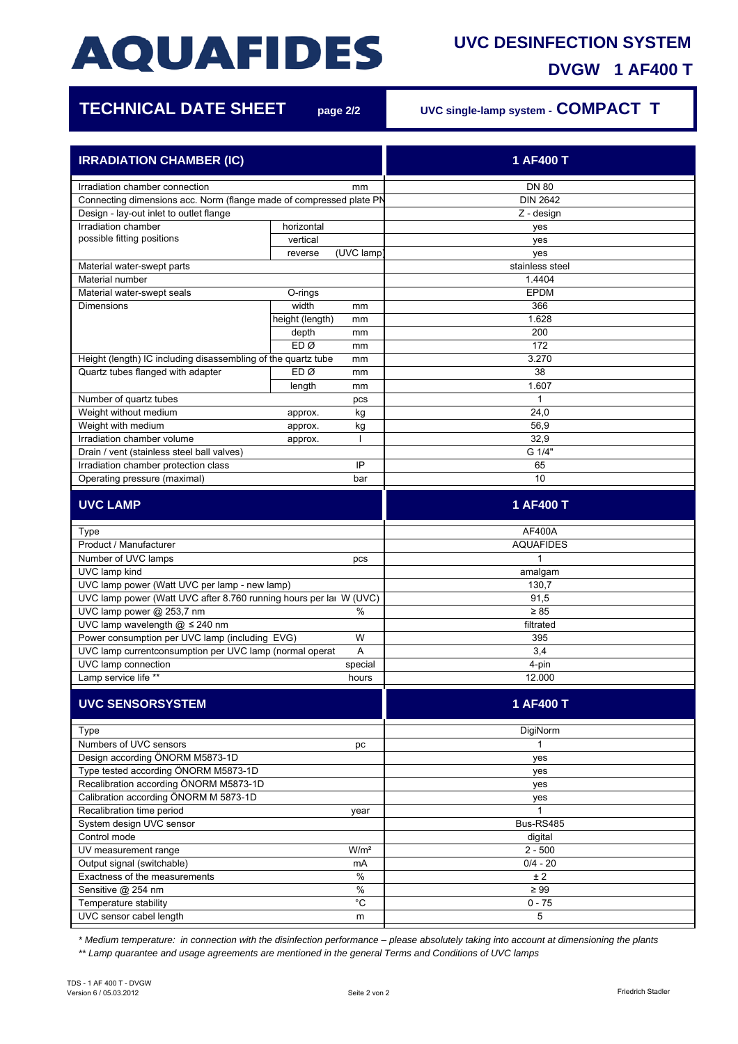# AQUAFIDES

## UVC DESINFECTION SYSTEM

## DVGW 1 AF400 T

**TECHNICAL DATE SHEET** page 2/2

UVC single-lamp system - **COMPACT T**

| IRRADIATION CHAMBER (IC) | | | 1 AF400 T |
|---|---|---|---|
| Irradiation chamber connection | | mm | DN 80 |
| Connecting dimensions acc. Norm (flange made of compressed plate PN | | | DIN 2642 |
| Design - lay-out inlet to outlet flange | | | Z - design |
| Irradiation chamber possible fitting positions | horizontal | | yes |
| | vertical | | yes |
| | reverse | (UVC lamp) | yes |
| Material water-swept parts | | | stainless steel |
| Material number | | | 1.4404 |
| Material water-swept seals | O-rings | | EPDM |
| Dimensions | width | mm | 366 |
| | height (length) | mm | 1.628 |
| | depth | mm | 200 |
| | ED Ø | mm | 172 |
| Height (length) IC including disassembling of the quartz tube | | mm | 3.270 |
| Quartz tubes flanged with adapter | ED Ø | mm | 38 |
| | length | mm | 1.607 |
| Number of quartz tubes | | pcs | 1 |
| Weight without medium | approx. | kg | 24,0 |
| Weight with medium | approx. | kg | 56,9 |
| Irradiation chamber volume | approx. | l | 32,9 |
| Drain / vent (stainless steel ball valves) | | | G 1/4" |
| Irradiation chamber protection class | | IP | 65 |
| Operating pressure (maximal) | | bar | 10 |

| UVC LAMP | | 1 AF400 T |
|---|---|---|
| Type | | AF400A |
| Product / Manufacturer | | AQUAFIDES |
| Number of UVC lamps | pcs | 1 |
| UVC lamp kind | | amalgam |
| UVC lamp power (Watt UVC per lamp - new lamp) | | 130,7 |
| UVC lamp power (Watt UVC after 8.760 running hours per lai | W (UVC) | 91,5 |
| UVC lamp power @ 253,7 nm | % | ≥ 85 |
| UVC lamp wavelength @ ≤ 240 nm | | filtrated |
| Power consumption per UVC lamp (including EVG) | W | 395 |
| UVC lamp currentconsumption per UVC lamp (normal operat | A | 3,4 |
| UVC lamp connection | special | 4-pin |
| Lamp service life ** | hours | 12.000 |

| UVC SENSORSYSTEM | | 1 AF400 T |
|---|---|---|
| Type | | DigiNorm |
| Numbers of UVC sensors | pc | 1 |
| Design according ÖNORM M5873-1D | | yes |
| Type tested according ÖNORM M5873-1D | | yes |
| Recalibration according ÖNORM M5873-1D | | yes |
| Calibration according ÖNORM M 5873-1D | | yes |
| Recalibration time period | year | 1 |
| System design UVC sensor | | Bus-RS485 |
| Control mode | | digital |
| UV measurement range | W/m² | 2 - 500 |
| Output signal (switchable) | mA | 0/4 - 20 |
| Exactness of the measurements | % | ± 2 |
| Sensitive @ 254 nm | % | ≥ 99 |
| Temperature stability | °C | 0 - 75 |
| UVC sensor cabel length | m | 5 |

*\* Medium temperature: in connection with the disinfection performance – please absolutely taking into account at dimensioning the plants*

*\*\* Lamp quarantee and usage agreements are mentioned in the general Terms and Conditions of UVC lamps*

TDS - 1 AF 400 T - DVGW
Version 6 / 05.03.2012

Friedrich Stadler